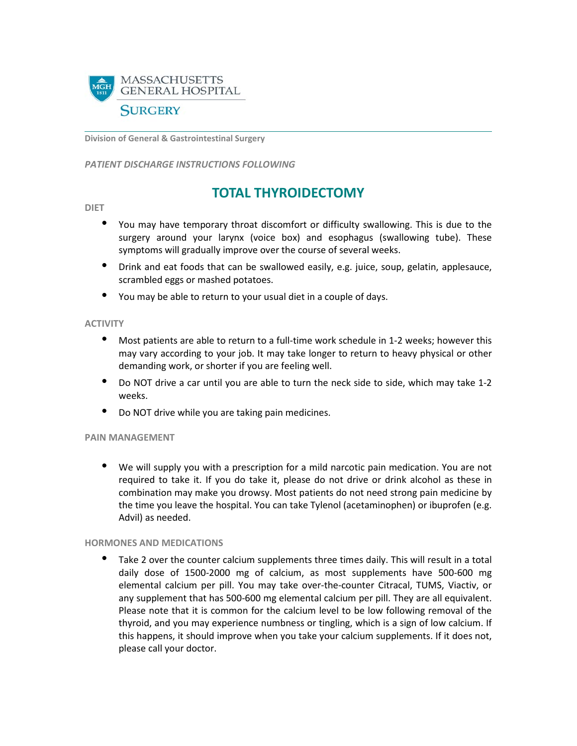MASSACHUSETTS GENERAL HOSPITAL

SURGERY

**Division of General & Gastrointestinal Surgery**

***PATIENT DISCHARGE INSTRUCTIONS FOLLOWING***

# TOTAL THYROIDECTOMY

## DIET

- You may have temporary throat discomfort or difficulty swallowing. This is due to the surgery around your larynx (voice box) and esophagus (swallowing tube). These symptoms will gradually improve over the course of several weeks.
- Drink and eat foods that can be swallowed easily, e.g. juice, soup, gelatin, applesauce, scrambled eggs or mashed potatoes.
- You may be able to return to your usual diet in a couple of days.

## ACTIVITY

- Most patients are able to return to a full-time work schedule in 1-2 weeks; however this may vary according to your job. It may take longer to return to heavy physical or other demanding work, or shorter if you are feeling well.
- Do NOT drive a car until you are able to turn the neck side to side, which may take 1-2 weeks.
- Do NOT drive while you are taking pain medicines.

## PAIN MANAGEMENT

- We will supply you with a prescription for a mild narcotic pain medication. You are not required to take it. If you do take it, please do not drive or drink alcohol as these in combination may make you drowsy. Most patients do not need strong pain medicine by the time you leave the hospital. You can take Tylenol (acetaminophen) or ibuprofen (e.g. Advil) as needed.

## HORMONES AND MEDICATIONS

- Take 2 over the counter calcium supplements three times daily. This will result in a total daily dose of 1500-2000 mg of calcium, as most supplements have 500-600 mg elemental calcium per pill. You may take over-the-counter Citracal, TUMS, Viactiv, or any supplement that has 500-600 mg elemental calcium per pill. They are all equivalent. Please note that it is common for the calcium level to be low following removal of the thyroid, and you may experience numbness or tingling, which is a sign of low calcium. If this happens, it should improve when you take your calcium supplements. If it does not, please call your doctor.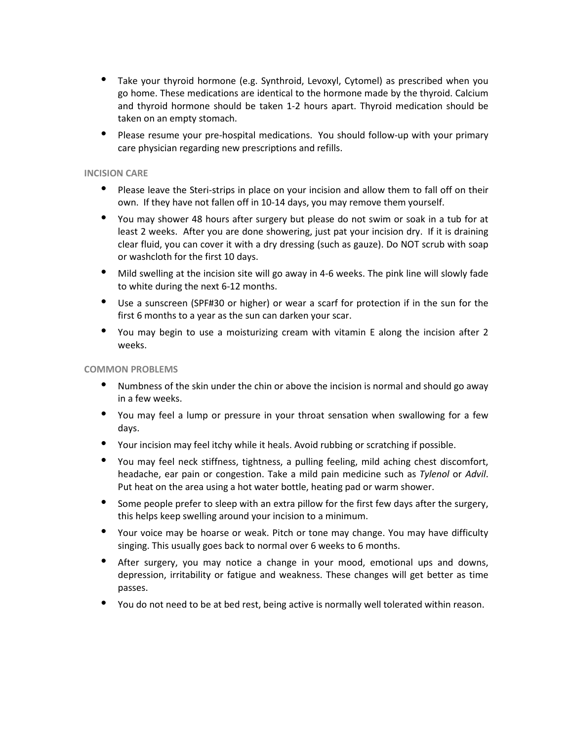- Take your thyroid hormone (e.g. Synthroid, Levoxyl, Cytomel) as prescribed when you go home. These medications are identical to the hormone made by the thyroid. Calcium and thyroid hormone should be taken 1-2 hours apart. Thyroid medication should be taken on an empty stomach.
- Please resume your pre-hospital medications. You should follow-up with your primary care physician regarding new prescriptions and refills.

## INCISION CARE

- Please leave the Steri-strips in place on your incision and allow them to fall off on their own. If they have not fallen off in 10-14 days, you may remove them yourself.
- You may shower 48 hours after surgery but please do not swim or soak in a tub for at least 2 weeks. After you are done showering, just pat your incision dry. If it is draining clear fluid, you can cover it with a dry dressing (such as gauze). Do NOT scrub with soap or washcloth for the first 10 days.
- Mild swelling at the incision site will go away in 4-6 weeks. The pink line will slowly fade to white during the next 6-12 months.
- Use a sunscreen (SPF#30 or higher) or wear a scarf for protection if in the sun for the first 6 months to a year as the sun can darken your scar.
- You may begin to use a moisturizing cream with vitamin E along the incision after 2 weeks.

## COMMON PROBLEMS

- Numbness of the skin under the chin or above the incision is normal and should go away in a few weeks.
- You may feel a lump or pressure in your throat sensation when swallowing for a few days.
- Your incision may feel itchy while it heals. Avoid rubbing or scratching if possible.
- You may feel neck stiffness, tightness, a pulling feeling, mild aching chest discomfort, headache, ear pain or congestion. Take a mild pain medicine such as *Tylenol* or *Advil*. Put heat on the area using a hot water bottle, heating pad or warm shower.
- Some people prefer to sleep with an extra pillow for the first few days after the surgery, this helps keep swelling around your incision to a minimum.
- Your voice may be hoarse or weak. Pitch or tone may change. You may have difficulty singing. This usually goes back to normal over 6 weeks to 6 months.
- After surgery, you may notice a change in your mood, emotional ups and downs, depression, irritability or fatigue and weakness. These changes will get better as time passes.
- You do not need to be at bed rest, being active is normally well tolerated within reason.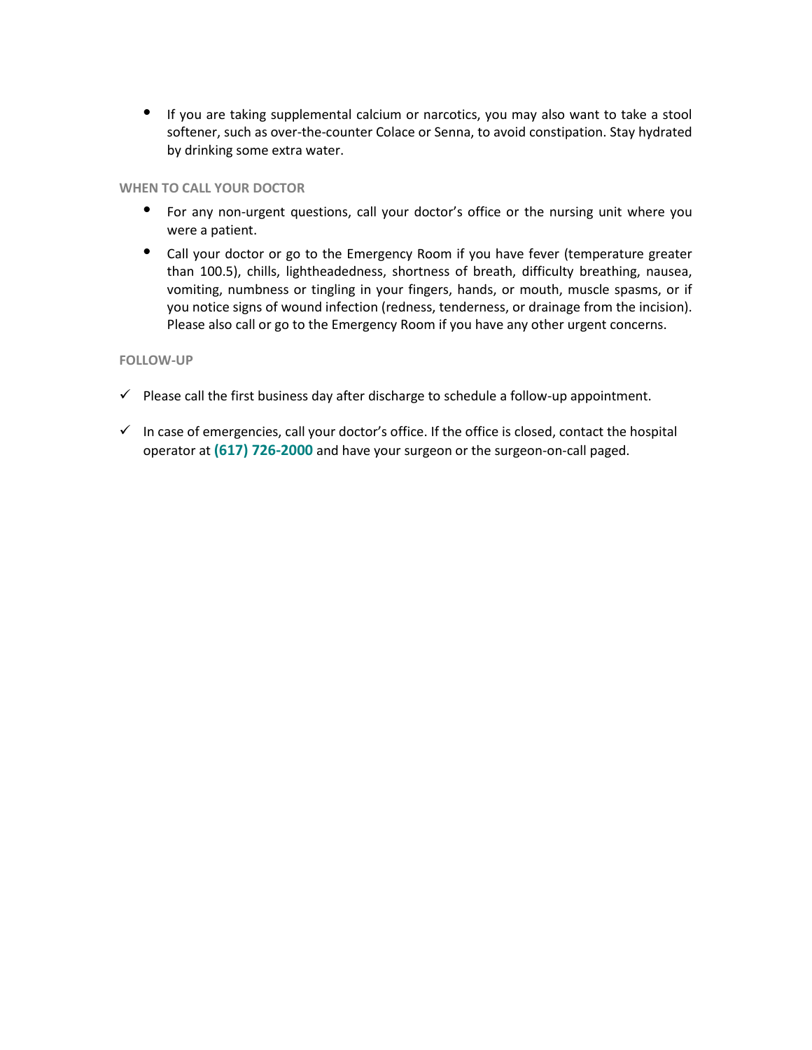- If you are taking supplemental calcium or narcotics, you may also want to take a stool softener, such as over-the-counter Colace or Senna, to avoid constipation. Stay hydrated by drinking some extra water.

### WHEN TO CALL YOUR DOCTOR

- For any non-urgent questions, call your doctor's office or the nursing unit where you were a patient.
- Call your doctor or go to the Emergency Room if you have fever (temperature greater than 100.5), chills, lightheadedness, shortness of breath, difficulty breathing, nausea, vomiting, numbness or tingling in your fingers, hands, or mouth, muscle spasms, or if you notice signs of wound infection (redness, tenderness, or drainage from the incision). Please also call or go to the Emergency Room if you have any other urgent concerns.

### FOLLOW-UP

- ✓ Please call the first business day after discharge to schedule a follow-up appointment.
- ✓ In case of emergencies, call your doctor's office. If the office is closed, contact the hospital operator at **(617) 726-2000** and have your surgeon or the surgeon-on-call paged.